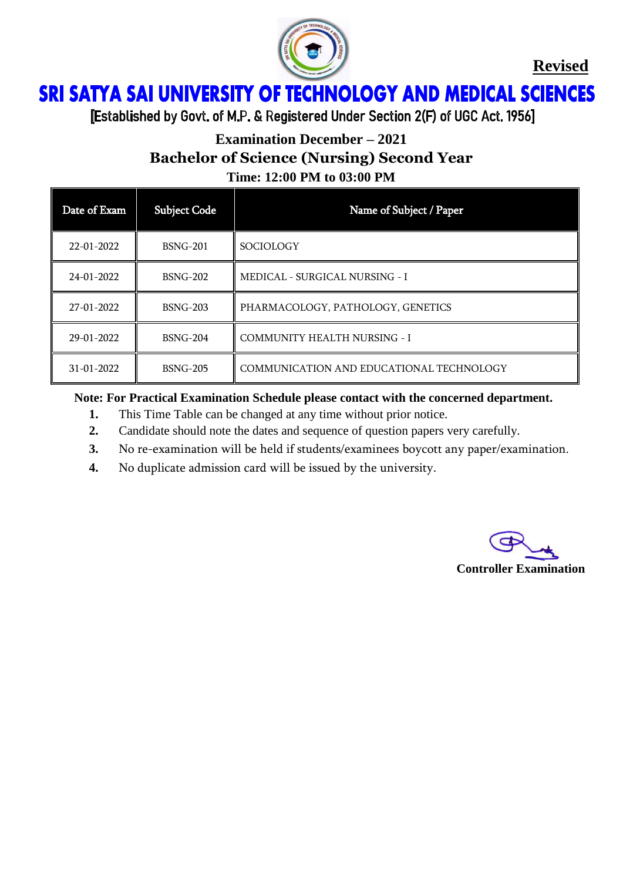**Revised**

# SRI SATYA SAI UNIVERSITY OF TECHNOLOGY AND MEDICAL SCIENCES

[Established by Govt. of M.P. & Registered Under Section 2(F) of UGC Act. 1956]

## Examination December – 2021

## Bachelor of Science (Nursing) Second Year

### Time: 12:00 PM to 03:00 PM

| Date of Exam | Subject Code | Name of Subject / Paper |
|---|---|---|
| 22-01-2022 | BSNG-201 | SOCIOLOGY |
| 24-01-2022 | BSNG-202 | MEDICAL - SURGICAL NURSING - I |
| 27-01-2022 | BSNG-203 | PHARMACOLOGY, PATHOLOGY, GENETICS |
| 29-01-2022 | BSNG-204 | COMMUNITY HEALTH NURSING - I |
| 31-01-2022 | BSNG-205 | COMMUNICATION AND EDUCATIONAL TECHNOLOGY |

**Note: For Practical Examination Schedule please contact with the concerned department.**

1. This Time Table can be changed at any time without prior notice.
2. Candidate should note the dates and sequence of question papers very carefully.
3. No re-examination will be held if students/examinees boycott any paper/examination.
4. No duplicate admission card will be issued by the university.

**Controller Examination**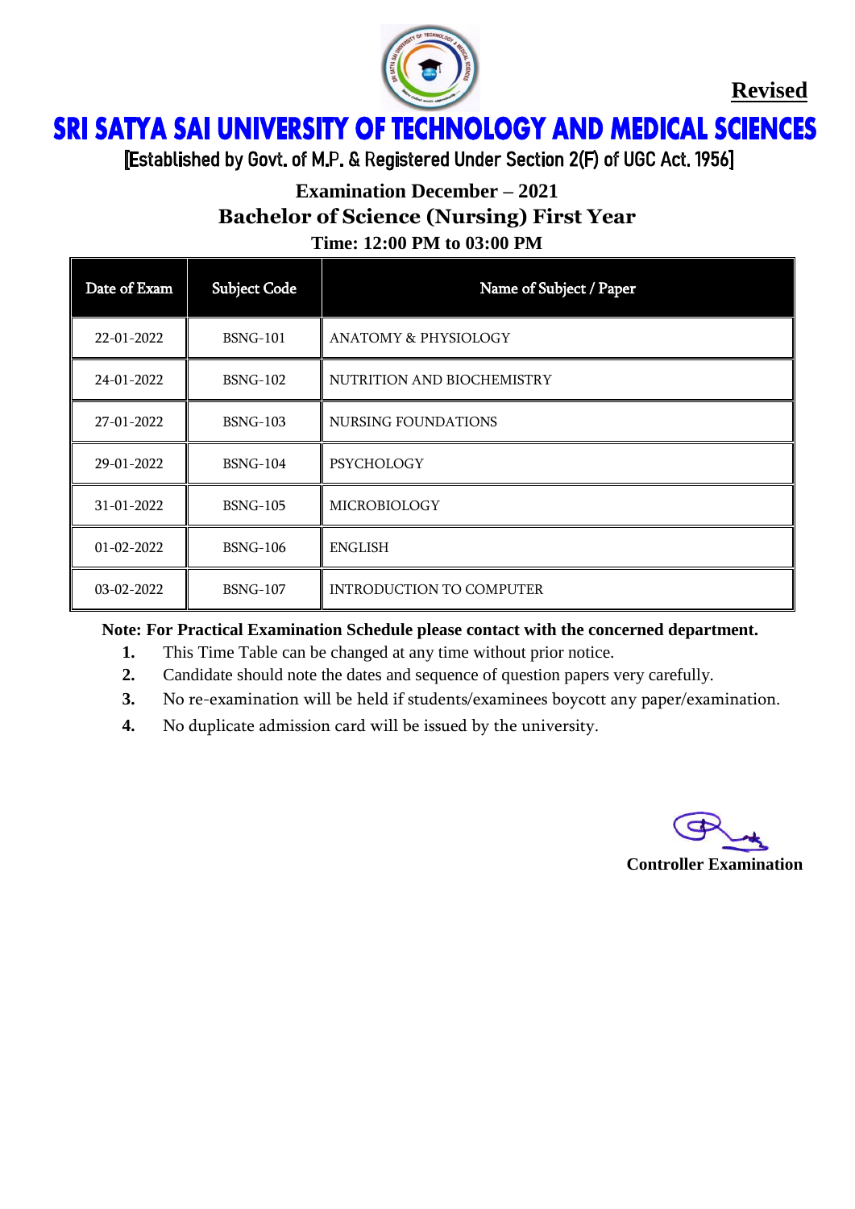**Revised**

# SRI SATYA SAI UNIVERSITY OF TECHNOLOGY AND MEDICAL SCIENCES

[Established by Govt. of M.P. & Registered Under Section 2(F) of UGC Act. 1956]

## Examination December – 2021

## Bachelor of Science (Nursing) First Year

**Time: 12:00 PM to 03:00 PM**

| Date of Exam | Subject Code | Name of Subject / Paper |
|---|---|---|
| 22-01-2022 | BSNG-101 | ANATOMY & PHYSIOLOGY |
| 24-01-2022 | BSNG-102 | NUTRITION AND BIOCHEMISTRY |
| 27-01-2022 | BSNG-103 | NURSING FOUNDATIONS |
| 29-01-2022 | BSNG-104 | PSYCHOLOGY |
| 31-01-2022 | BSNG-105 | MICROBIOLOGY |
| 01-02-2022 | BSNG-106 | ENGLISH |
| 03-02-2022 | BSNG-107 | INTRODUCTION TO COMPUTER |

**Note: For Practical Examination Schedule please contact with the concerned department.**

1. This Time Table can be changed at any time without prior notice.
2. Candidate should note the dates and sequence of question papers very carefully.
3. No re-examination will be held if students/examinees boycott any paper/examination.
4. No duplicate admission card will be issued by the university.

**Controller Examination**